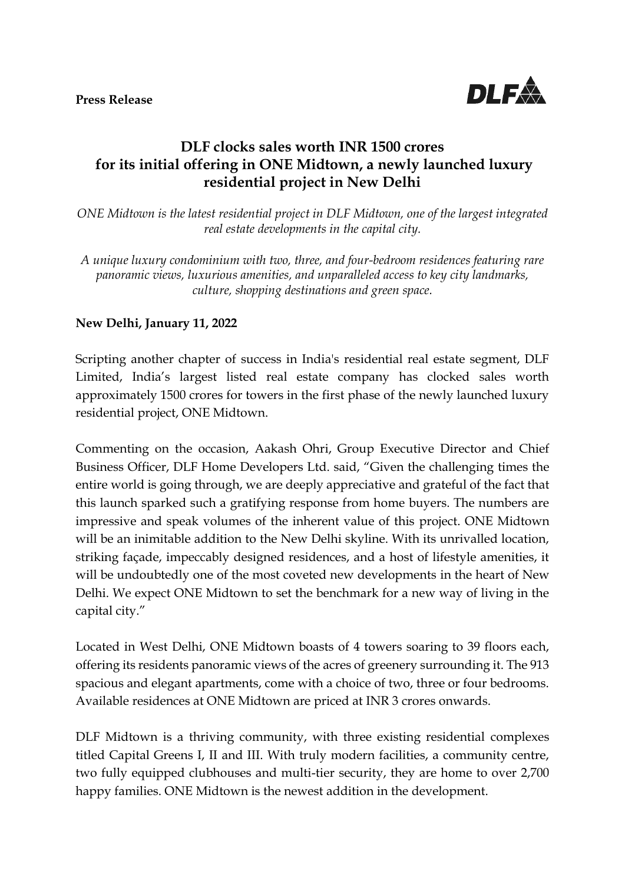**Press Release**

# DLF clocks sales worth INR 1500 crores for its initial offering in ONE Midtown, a newly launched luxury residential project in New Delhi

*ONE Midtown is the latest residential project in DLF Midtown, one of the largest integrated real estate developments in the capital city.*

*A unique luxury condominium with two, three, and four-bedroom residences featuring rare panoramic views, luxurious amenities, and unparalleled access to key city landmarks, culture, shopping destinations and green space.*

**New Delhi, January 11, 2022**

Scripting another chapter of success in India's residential real estate segment, DLF Limited, India's largest listed real estate company has clocked sales worth approximately 1500 crores for towers in the first phase of the newly launched luxury residential project, ONE Midtown.

Commenting on the occasion, Aakash Ohri, Group Executive Director and Chief Business Officer, DLF Home Developers Ltd. said, "Given the challenging times the entire world is going through, we are deeply appreciative and grateful of the fact that this launch sparked such a gratifying response from home buyers. The numbers are impressive and speak volumes of the inherent value of this project. ONE Midtown will be an inimitable addition to the New Delhi skyline. With its unrivalled location, striking façade, impeccably designed residences, and a host of lifestyle amenities, it will be undoubtedly one of the most coveted new developments in the heart of New Delhi. We expect ONE Midtown to set the benchmark for a new way of living in the capital city."

Located in West Delhi, ONE Midtown boasts of 4 towers soaring to 39 floors each, offering its residents panoramic views of the acres of greenery surrounding it. The 913 spacious and elegant apartments, come with a choice of two, three or four bedrooms. Available residences at ONE Midtown are priced at INR 3 crores onwards.

DLF Midtown is a thriving community, with three existing residential complexes titled Capital Greens I, II and III. With truly modern facilities, a community centre, two fully equipped clubhouses and multi-tier security, they are home to over 2,700 happy families. ONE Midtown is the newest addition in the development.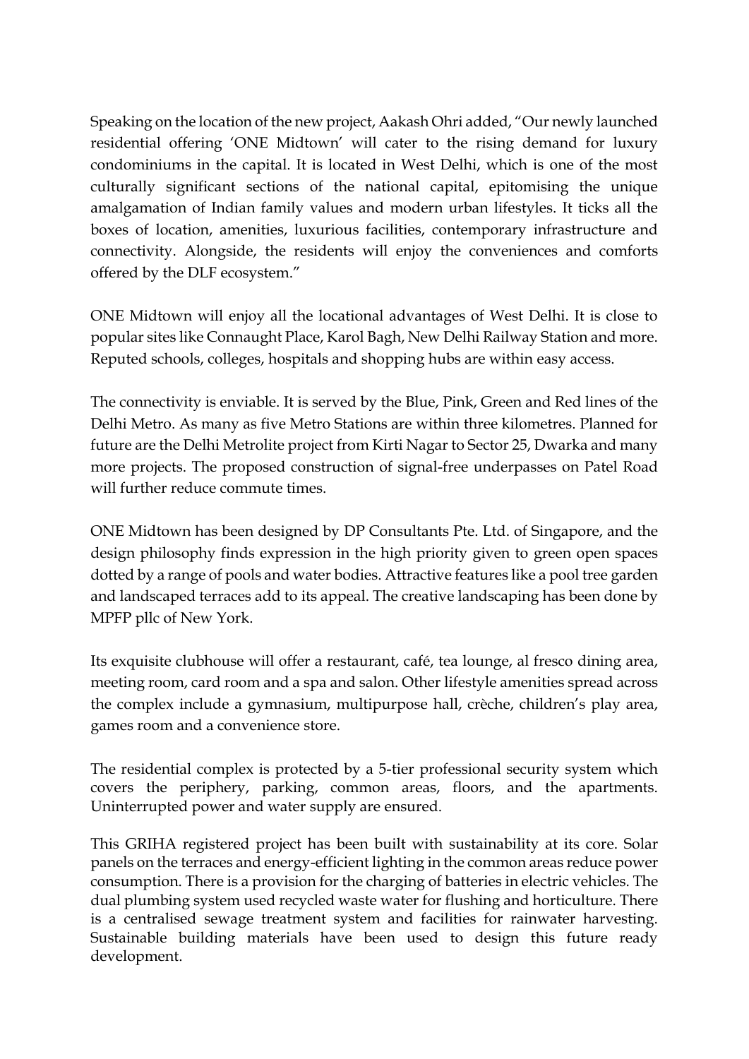Speaking on the location of the new project, Aakash Ohri added, "Our newly launched residential offering 'ONE Midtown' will cater to the rising demand for luxury condominiums in the capital. It is located in West Delhi, which is one of the most culturally significant sections of the national capital, epitomising the unique amalgamation of Indian family values and modern urban lifestyles. It ticks all the boxes of location, amenities, luxurious facilities, contemporary infrastructure and connectivity. Alongside, the residents will enjoy the conveniences and comforts offered by the DLF ecosystem."

ONE Midtown will enjoy all the locational advantages of West Delhi. It is close to popular sites like Connaught Place, Karol Bagh, New Delhi Railway Station and more. Reputed schools, colleges, hospitals and shopping hubs are within easy access.

The connectivity is enviable. It is served by the Blue, Pink, Green and Red lines of the Delhi Metro. As many as five Metro Stations are within three kilometres. Planned for future are the Delhi Metrolite project from Kirti Nagar to Sector 25, Dwarka and many more projects. The proposed construction of signal-free underpasses on Patel Road will further reduce commute times.

ONE Midtown has been designed by DP Consultants Pte. Ltd. of Singapore, and the design philosophy finds expression in the high priority given to green open spaces dotted by a range of pools and water bodies. Attractive features like a pool tree garden and landscaped terraces add to its appeal. The creative landscaping has been done by MPFP pllc of New York.

Its exquisite clubhouse will offer a restaurant, café, tea lounge, al fresco dining area, meeting room, card room and a spa and salon. Other lifestyle amenities spread across the complex include a gymnasium, multipurpose hall, crèche, children's play area, games room and a convenience store.

The residential complex is protected by a 5-tier professional security system which covers the periphery, parking, common areas, floors, and the apartments. Uninterrupted power and water supply are ensured.

This GRIHA registered project has been built with sustainability at its core. Solar panels on the terraces and energy-efficient lighting in the common areas reduce power consumption. There is a provision for the charging of batteries in electric vehicles. The dual plumbing system used recycled waste water for flushing and horticulture. There is a centralised sewage treatment system and facilities for rainwater harvesting. Sustainable building materials have been used to design this future ready development.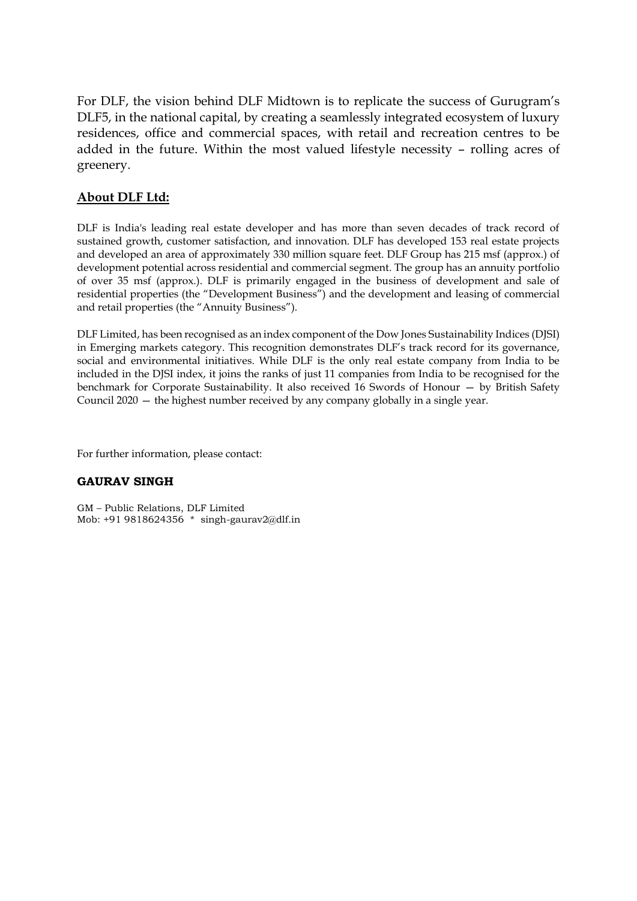For DLF, the vision behind DLF Midtown is to replicate the success of Gurugram's DLF5, in the national capital, by creating a seamlessly integrated ecosystem of luxury residences, office and commercial spaces, with retail and recreation centres to be added in the future. Within the most valued lifestyle necessity – rolling acres of greenery.

## **About DLF Ltd:**

DLF is India's leading real estate developer and has more than seven decades of track record of sustained growth, customer satisfaction, and innovation. DLF has developed 153 real estate projects and developed an area of approximately 330 million square feet. DLF Group has 215 msf (approx.) of development potential across residential and commercial segment. The group has an annuity portfolio of over 35 msf (approx.). DLF is primarily engaged in the business of development and sale of residential properties (the "Development Business") and the development and leasing of commercial and retail properties (the "Annuity Business").

DLF Limited, has been recognised as an index component of the Dow Jones Sustainability Indices (DJSI) in Emerging markets category. This recognition demonstrates DLF's track record for its governance, social and environmental initiatives. While DLF is the only real estate company from India to be included in the DJSI index, it joins the ranks of just 11 companies from India to be recognised for the benchmark for Corporate Sustainability. It also received 16 Swords of Honour — by British Safety Council 2020 — the highest number received by any company globally in a single year.

For further information, please contact:

**GAURAV SINGH**

GM – Public Relations, DLF Limited
Mob: +91 9818624356 * singh-gaurav2@dlf.in